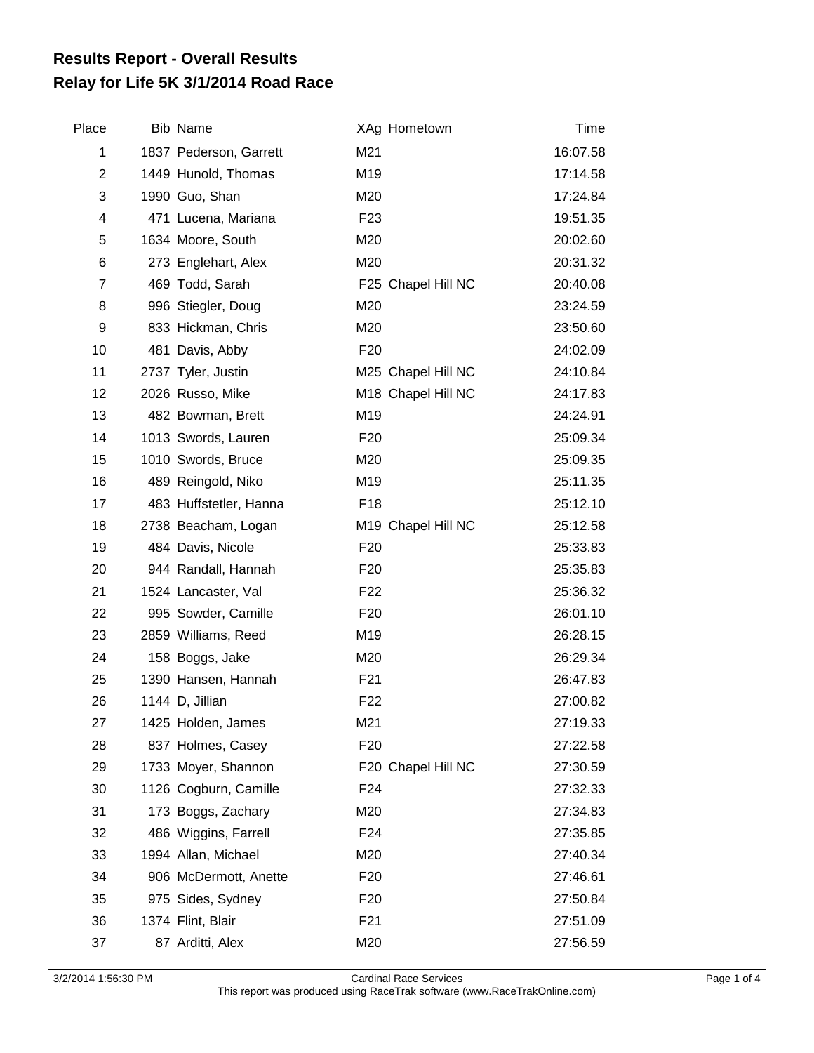# Results Report - Overall Results
# Relay for Life 5K 3/1/2014 Road Race

| Place | Bib | Name | XAg | Hometown | Time |
|---|---|---|---|---|---|
| 1 | 1837 | Pederson, Garrett | M21 | | 16:07.58 |
| 2 | 1449 | Hunold, Thomas | M19 | | 17:14.58 |
| 3 | 1990 | Guo, Shan | M20 | | 17:24.84 |
| 4 | 471 | Lucena, Mariana | F23 | | 19:51.35 |
| 5 | 1634 | Moore, South | M20 | | 20:02.60 |
| 6 | 273 | Englehart, Alex | M20 | | 20:31.32 |
| 7 | 469 | Todd, Sarah | F25 | Chapel Hill NC | 20:40.08 |
| 8 | 996 | Stiegler, Doug | M20 | | 23:24.59 |
| 9 | 833 | Hickman, Chris | M20 | | 23:50.60 |
| 10 | 481 | Davis, Abby | F20 | | 24:02.09 |
| 11 | 2737 | Tyler, Justin | M25 | Chapel Hill NC | 24:10.84 |
| 12 | 2026 | Russo, Mike | M18 | Chapel Hill NC | 24:17.83 |
| 13 | 482 | Bowman, Brett | M19 | | 24:24.91 |
| 14 | 1013 | Swords, Lauren | F20 | | 25:09.34 |
| 15 | 1010 | Swords, Bruce | M20 | | 25:09.35 |
| 16 | 489 | Reingold, Niko | M19 | | 25:11.35 |
| 17 | 483 | Huffstetler, Hanna | F18 | | 25:12.10 |
| 18 | 2738 | Beacham, Logan | M19 | Chapel Hill NC | 25:12.58 |
| 19 | 484 | Davis, Nicole | F20 | | 25:33.83 |
| 20 | 944 | Randall, Hannah | F20 | | 25:35.83 |
| 21 | 1524 | Lancaster, Val | F22 | | 25:36.32 |
| 22 | 995 | Sowder, Camille | F20 | | 26:01.10 |
| 23 | 2859 | Williams, Reed | M19 | | 26:28.15 |
| 24 | 158 | Boggs, Jake | M20 | | 26:29.34 |
| 25 | 1390 | Hansen, Hannah | F21 | | 26:47.83 |
| 26 | 1144 | D, Jillian | F22 | | 27:00.82 |
| 27 | 1425 | Holden, James | M21 | | 27:19.33 |
| 28 | 837 | Holmes, Casey | F20 | | 27:22.58 |
| 29 | 1733 | Moyer, Shannon | F20 | Chapel Hill NC | 27:30.59 |
| 30 | 1126 | Cogburn, Camille | F24 | | 27:32.33 |
| 31 | 173 | Boggs, Zachary | M20 | | 27:34.83 |
| 32 | 486 | Wiggins, Farrell | F24 | | 27:35.85 |
| 33 | 1994 | Allan, Michael | M20 | | 27:40.34 |
| 34 | 906 | McDermott, Anette | F20 | | 27:46.61 |
| 35 | 975 | Sides, Sydney | F20 | | 27:50.84 |
| 36 | 1374 | Flint, Blair | F21 | | 27:51.09 |
| 37 | 87 | Arditti, Alex | M20 | | 27:56.59 |

3/2/2014 1:56:30 PM

Cardinal Race Services

This report was produced using RaceTrak software (www.RaceTrakOnline.com)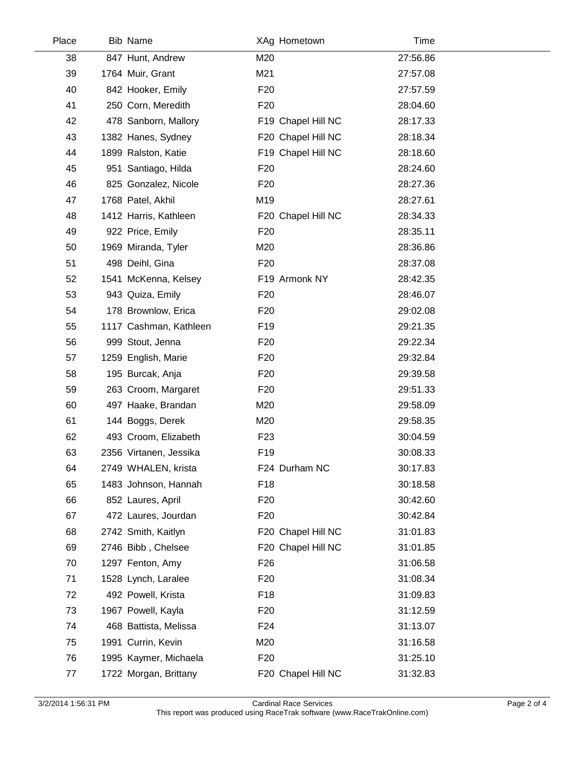| Place | Bib | Name | XAg | Hometown | Time |
|---|---|---|---|---|---|
| 38 | 847 | Hunt, Andrew | M20 | | 27:56.86 |
| 39 | 1764 | Muir, Grant | M21 | | 27:57.08 |
| 40 | 842 | Hooker, Emily | F20 | | 27:57.59 |
| 41 | 250 | Corn, Meredith | F20 | | 28:04.60 |
| 42 | 478 | Sanborn, Mallory | F19 | Chapel Hill NC | 28:17.33 |
| 43 | 1382 | Hanes, Sydney | F20 | Chapel Hill NC | 28:18.34 |
| 44 | 1899 | Ralston, Katie | F19 | Chapel Hill NC | 28:18.60 |
| 45 | 951 | Santiago, Hilda | F20 | | 28:24.60 |
| 46 | 825 | Gonzalez, Nicole | F20 | | 28:27.36 |
| 47 | 1768 | Patel, Akhil | M19 | | 28:27.61 |
| 48 | 1412 | Harris, Kathleen | F20 | Chapel Hill NC | 28:34.33 |
| 49 | 922 | Price, Emily | F20 | | 28:35.11 |
| 50 | 1969 | Miranda, Tyler | M20 | | 28:36.86 |
| 51 | 498 | Deihl, Gina | F20 | | 28:37.08 |
| 52 | 1541 | McKenna, Kelsey | F19 | Armonk NY | 28:42.35 |
| 53 | 943 | Quiza, Emily | F20 | | 28:46.07 |
| 54 | 178 | Brownlow, Erica | F20 | | 29:02.08 |
| 55 | 1117 | Cashman, Kathleen | F19 | | 29:21.35 |
| 56 | 999 | Stout, Jenna | F20 | | 29:22.34 |
| 57 | 1259 | English, Marie | F20 | | 29:32.84 |
| 58 | 195 | Burcak, Anja | F20 | | 29:39.58 |
| 59 | 263 | Croom, Margaret | F20 | | 29:51.33 |
| 60 | 497 | Haake, Brandan | M20 | | 29:58.09 |
| 61 | 144 | Boggs, Derek | M20 | | 29:58.35 |
| 62 | 493 | Croom, Elizabeth | F23 | | 30:04.59 |
| 63 | 2356 | Virtanen, Jessika | F19 | | 30:08.33 |
| 64 | 2749 | WHALEN, krista | F24 | Durham NC | 30:17.83 |
| 65 | 1483 | Johnson, Hannah | F18 | | 30:18.58 |
| 66 | 852 | Laures, April | F20 | | 30:42.60 |
| 67 | 472 | Laures, Jourdan | F20 | | 30:42.84 |
| 68 | 2742 | Smith, Kaitlyn | F20 | Chapel Hill NC | 31:01.83 |
| 69 | 2746 | Bibb , Chelsee | F20 | Chapel Hill NC | 31:01.85 |
| 70 | 1297 | Fenton, Amy | F26 | | 31:06.58 |
| 71 | 1528 | Lynch, Laralee | F20 | | 31:08.34 |
| 72 | 492 | Powell, Krista | F18 | | 31:09.83 |
| 73 | 1967 | Powell, Kayla | F20 | | 31:12.59 |
| 74 | 468 | Battista, Melissa | F24 | | 31:13.07 |
| 75 | 1991 | Currin, Kevin | M20 | | 31:16.58 |
| 76 | 1995 | Kaymer, Michaela | F20 | | 31:25.10 |
| 77 | 1722 | Morgan, Brittany | F20 | Chapel Hill NC | 31:32.83 |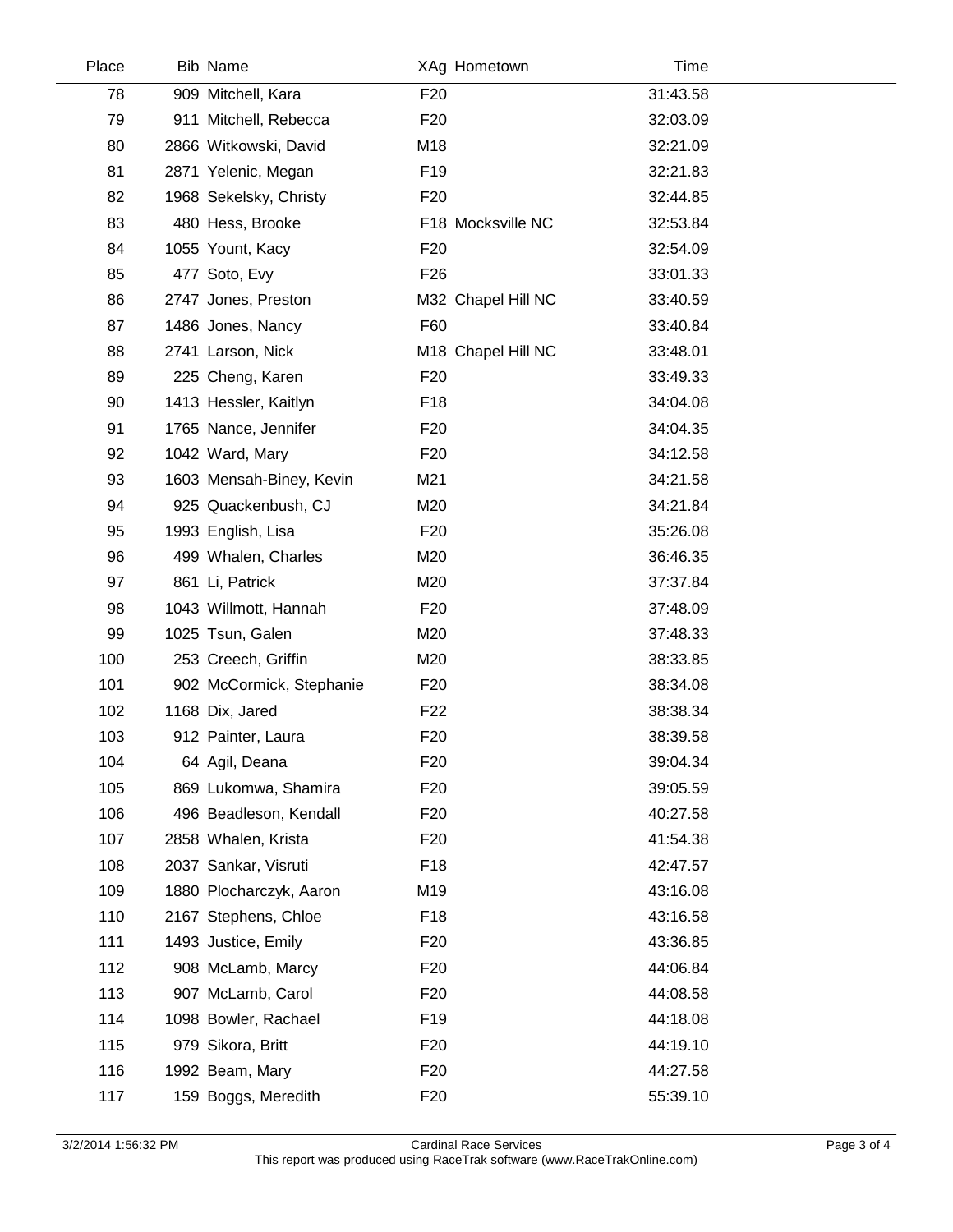| Place | Bib | Name | XAg | Hometown | Time |
|---|---|---|---|---|---|
| 78 | 909 | Mitchell, Kara | F20 | | 31:43.58 |
| 79 | 911 | Mitchell, Rebecca | F20 | | 32:03.09 |
| 80 | 2866 | Witkowski, David | M18 | | 32:21.09 |
| 81 | 2871 | Yelenic, Megan | F19 | | 32:21.83 |
| 82 | 1968 | Sekelsky, Christy | F20 | | 32:44.85 |
| 83 | 480 | Hess, Brooke | F18 | Mocksville NC | 32:53.84 |
| 84 | 1055 | Yount, Kacy | F20 | | 32:54.09 |
| 85 | 477 | Soto, Evy | F26 | | 33:01.33 |
| 86 | 2747 | Jones, Preston | M32 | Chapel Hill NC | 33:40.59 |
| 87 | 1486 | Jones, Nancy | F60 | | 33:40.84 |
| 88 | 2741 | Larson, Nick | M18 | Chapel Hill NC | 33:48.01 |
| 89 | 225 | Cheng, Karen | F20 | | 33:49.33 |
| 90 | 1413 | Hessler, Kaitlyn | F18 | | 34:04.08 |
| 91 | 1765 | Nance, Jennifer | F20 | | 34:04.35 |
| 92 | 1042 | Ward, Mary | F20 | | 34:12.58 |
| 93 | 1603 | Mensah-Biney, Kevin | M21 | | 34:21.58 |
| 94 | 925 | Quackenbush, CJ | M20 | | 34:21.84 |
| 95 | 1993 | English, Lisa | F20 | | 35:26.08 |
| 96 | 499 | Whalen, Charles | M20 | | 36:46.35 |
| 97 | 861 | Li, Patrick | M20 | | 37:37.84 |
| 98 | 1043 | Willmott, Hannah | F20 | | 37:48.09 |
| 99 | 1025 | Tsun, Galen | M20 | | 37:48.33 |
| 100 | 253 | Creech, Griffin | M20 | | 38:33.85 |
| 101 | 902 | McCormick, Stephanie | F20 | | 38:34.08 |
| 102 | 1168 | Dix, Jared | F22 | | 38:38.34 |
| 103 | 912 | Painter, Laura | F20 | | 38:39.58 |
| 104 | 64 | Agil, Deana | F20 | | 39:04.34 |
| 105 | 869 | Lukomwa, Shamira | F20 | | 39:05.59 |
| 106 | 496 | Beadleson, Kendall | F20 | | 40:27.58 |
| 107 | 2858 | Whalen, Krista | F20 | | 41:54.38 |
| 108 | 2037 | Sankar, Visruti | F18 | | 42:47.57 |
| 109 | 1880 | Plocharczyk, Aaron | M19 | | 43:16.08 |
| 110 | 2167 | Stephens, Chloe | F18 | | 43:16.58 |
| 111 | 1493 | Justice, Emily | F20 | | 43:36.85 |
| 112 | 908 | McLamb, Marcy | F20 | | 44:06.84 |
| 113 | 907 | McLamb, Carol | F20 | | 44:08.58 |
| 114 | 1098 | Bowler, Rachael | F19 | | 44:18.08 |
| 115 | 979 | Sikora, Britt | F20 | | 44:19.10 |
| 116 | 1992 | Beam, Mary | F20 | | 44:27.58 |
| 117 | 159 | Boggs, Meredith | F20 | | 55:39.10 |

3/2/2014 1:56:32 PM

Cardinal Race Services

This report was produced using RaceTrak software (www.RaceTrakOnline.com)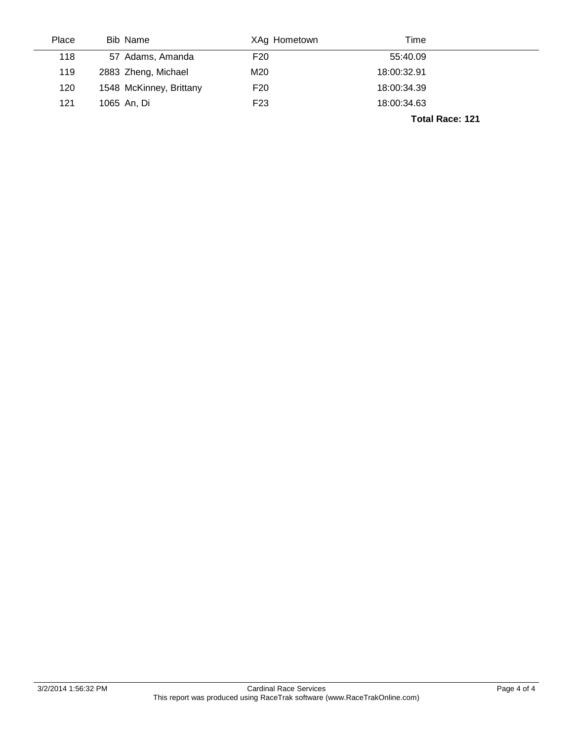| Place | Bib | Name | XAg | Hometown | Time |
|---|---|---|---|---|---|
| 118 | 57 | Adams, Amanda | F20 | | 55:40.09 |
| 119 | 2883 | Zheng, Michael | M20 | | 18:00:32.91 |
| 120 | 1548 | McKinney, Brittany | F20 | | 18:00:34.39 |
| 121 | 1065 | An, Di | F23 | | 18:00:34.63 |

**Total Race: 121**

3/2/2014 1:56:32 PM

Cardinal Race Services
This report was produced using RaceTrak software (www.RaceTrakOnline.com)